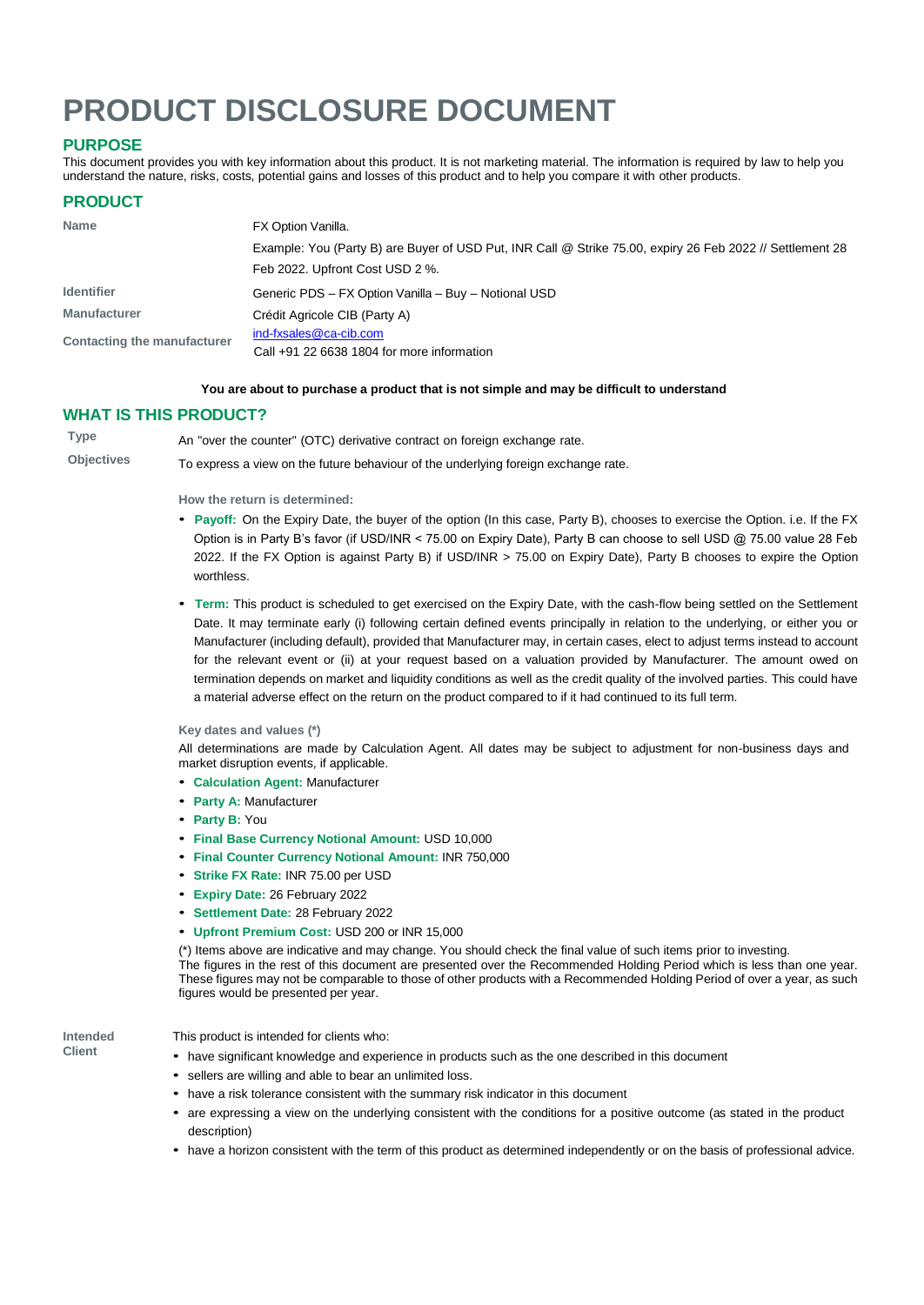# PRODUCT DISCLOSURE DOCUMENT

## PURPOSE

This document provides you with key information about this product. It is not marketing material. The information is required by law to help you understand the nature, risks, costs, potential gains and losses of this product and to help you compare it with other products.

## PRODUCT

| | |
|---|---|
| **Name** | FX Option Vanilla.<br>Example: You (Party B) are Buyer of USD Put, INR Call @ Strike 75.00, expiry 26 Feb 2022 // Settlement 28 Feb 2022. Upfront Cost USD 2 %. |
| **Identifier** | Generic PDS – FX Option Vanilla – Buy – Notional USD |
| **Manufacturer** | Crédit Agricole CIB (Party A) |
| **Contacting the manufacturer** | ind-fxsales@ca-cib.com<br>Call +91 22 6638 1804 for more information |

**You are about to purchase a product that is not simple and may be difficult to understand**

## WHAT IS THIS PRODUCT?

**Type** An "over the counter" (OTC) derivative contract on foreign exchange rate.

**Objectives** To express a view on the future behaviour of the underlying foreign exchange rate.

**How the return is determined:**

- **Payoff:** On the Expiry Date, the buyer of the option (In this case, Party B), chooses to exercise the Option. i.e. If the FX Option is in Party B's favor (if USD/INR < 75.00 on Expiry Date), Party B can choose to sell USD @ 75.00 value 28 Feb 2022. If the FX Option is against Party B) if USD/INR > 75.00 on Expiry Date), Party B chooses to expire the Option worthless.
- **Term:** This product is scheduled to get exercised on the Expiry Date, with the cash-flow being settled on the Settlement Date. It may terminate early (i) following certain defined events principally in relation to the underlying, or either you or Manufacturer (including default), provided that Manufacturer may, in certain cases, elect to adjust terms instead to account for the relevant event or (ii) at your request based on a valuation provided by Manufacturer. The amount owed on termination depends on market and liquidity conditions as well as the credit quality of the involved parties. This could have a material adverse effect on the return on the product compared to if it had continued to its full term.

**Key dates and values (*)**

All determinations are made by Calculation Agent. All dates may be subject to adjustment for non-business days and market disruption events, if applicable.

- **Calculation Agent:** Manufacturer
- **Party A:** Manufacturer
- **Party B:** You
- **Final Base Currency Notional Amount:** USD 10,000
- **Final Counter Currency Notional Amount:** INR 750,000
- **Strike FX Rate:** INR 75.00 per USD
- **Expiry Date:** 26 February 2022
- **Settlement Date:** 28 February 2022
- **Upfront Premium Cost:** USD 200 or INR 15,000

(*) Items above are indicative and may change. You should check the final value of such items prior to investing.
The figures in the rest of this document are presented over the Recommended Holding Period which is less than one year. These figures may not be comparable to those of other products with a Recommended Holding Period of over a year, as such figures would be presented per year.

**Intended Client**

This product is intended for clients who:

- have significant knowledge and experience in products such as the one described in this document
- sellers are willing and able to bear an unlimited loss.
- have a risk tolerance consistent with the summary risk indicator in this document
- are expressing a view on the underlying consistent with the conditions for a positive outcome (as stated in the product description)
- have a horizon consistent with the term of this product as determined independently or on the basis of professional advice.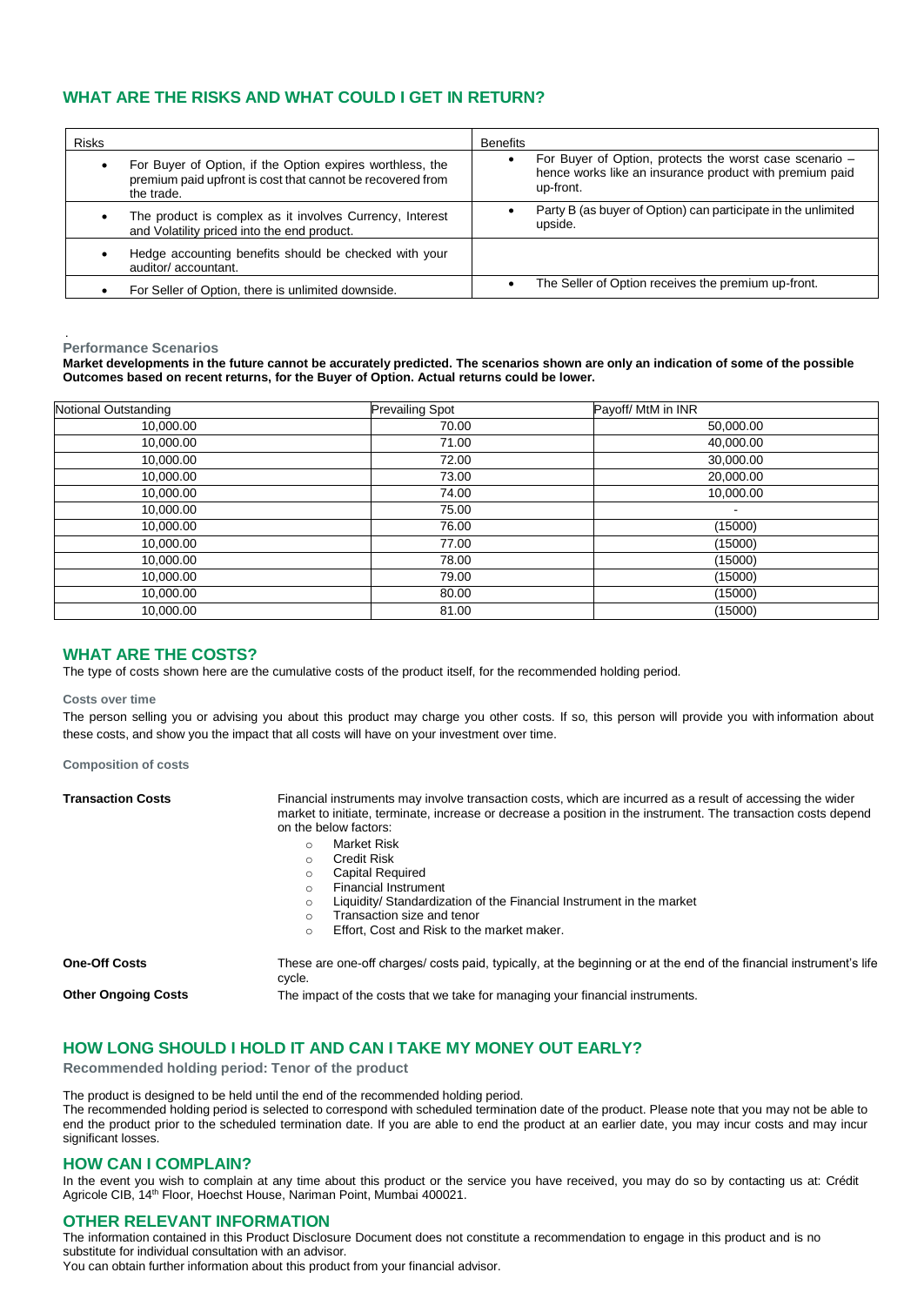## WHAT ARE THE RISKS AND WHAT COULD I GET IN RETURN?

| Risks | Benefits |
|---|---|
| • For Buyer of Option, if the Option expires worthless, the premium paid upfront is cost that cannot be recovered from the trade. | • For Buyer of Option, protects the worst case scenario – hence works like an insurance product with premium paid up-front. |
| • The product is complex as it involves Currency, Interest and Volatility priced into the end product. | • Party B (as buyer of Option) can participate in the unlimited upside. |
| • Hedge accounting benefits should be checked with your auditor/ accountant. | |
| • For Seller of Option, there is unlimited downside. | • The Seller of Option receives the premium up-front. |

.

**Performance Scenarios**

**Market developments in the future cannot be accurately predicted. The scenarios shown are only an indication of some of the possible Outcomes based on recent returns, for the Buyer of Option. Actual returns could be lower.**

| Notional Outstanding | Prevailing Spot | Payoff/ MtM in INR |
|---|---|---|
| 10,000.00 | 70.00 | 50,000.00 |
| 10,000.00 | 71.00 | 40,000.00 |
| 10,000.00 | 72.00 | 30,000.00 |
| 10,000.00 | 73.00 | 20,000.00 |
| 10,000.00 | 74.00 | 10,000.00 |
| 10,000.00 | 75.00 | - |
| 10,000.00 | 76.00 | (15000) |
| 10,000.00 | 77.00 | (15000) |
| 10,000.00 | 78.00 | (15000) |
| 10,000.00 | 79.00 | (15000) |
| 10,000.00 | 80.00 | (15000) |
| 10,000.00 | 81.00 | (15000) |

## WHAT ARE THE COSTS?

The type of costs shown here are the cumulative costs of the product itself, for the recommended holding period.

**Costs over time**

The person selling you or advising you about this product may charge you other costs. If so, this person will provide you with information about these costs, and show you the impact that all costs will have on your investment over time.

**Composition of costs**

**Transaction Costs**

Financial instruments may involve transaction costs, which are incurred as a result of accessing the wider market to initiate, terminate, increase or decrease a position in the instrument. The transaction costs depend on the below factors:

- Market Risk
- Credit Risk
- Capital Required
- Financial Instrument
- Liquidity/ Standardization of the Financial Instrument in the market
- Transaction size and tenor
- Effort, Cost and Risk to the market maker.

**One-Off Costs**

These are one-off charges/ costs paid, typically, at the beginning or at the end of the financial instrument's life cycle.

**Other Ongoing Costs**

The impact of the costs that we take for managing your financial instruments.

## HOW LONG SHOULD I HOLD IT AND CAN I TAKE MY MONEY OUT EARLY?

**Recommended holding period: Tenor of the product**

The product is designed to be held until the end of the recommended holding period.

The recommended holding period is selected to correspond with scheduled termination date of the product. Please note that you may not be able to end the product prior to the scheduled termination date. If you are able to end the product at an earlier date, you may incur costs and may incur significant losses.

## HOW CAN I COMPLAIN?

In the event you wish to complain at any time about this product or the service you have received, you may do so by contacting us at: Crédit Agricole CIB, 14th Floor, Hoechst House, Nariman Point, Mumbai 400021.

## OTHER RELEVANT INFORMATION

The information contained in this Product Disclosure Document does not constitute a recommendation to engage in this product and is no substitute for individual consultation with an advisor.

You can obtain further information about this product from your financial advisor.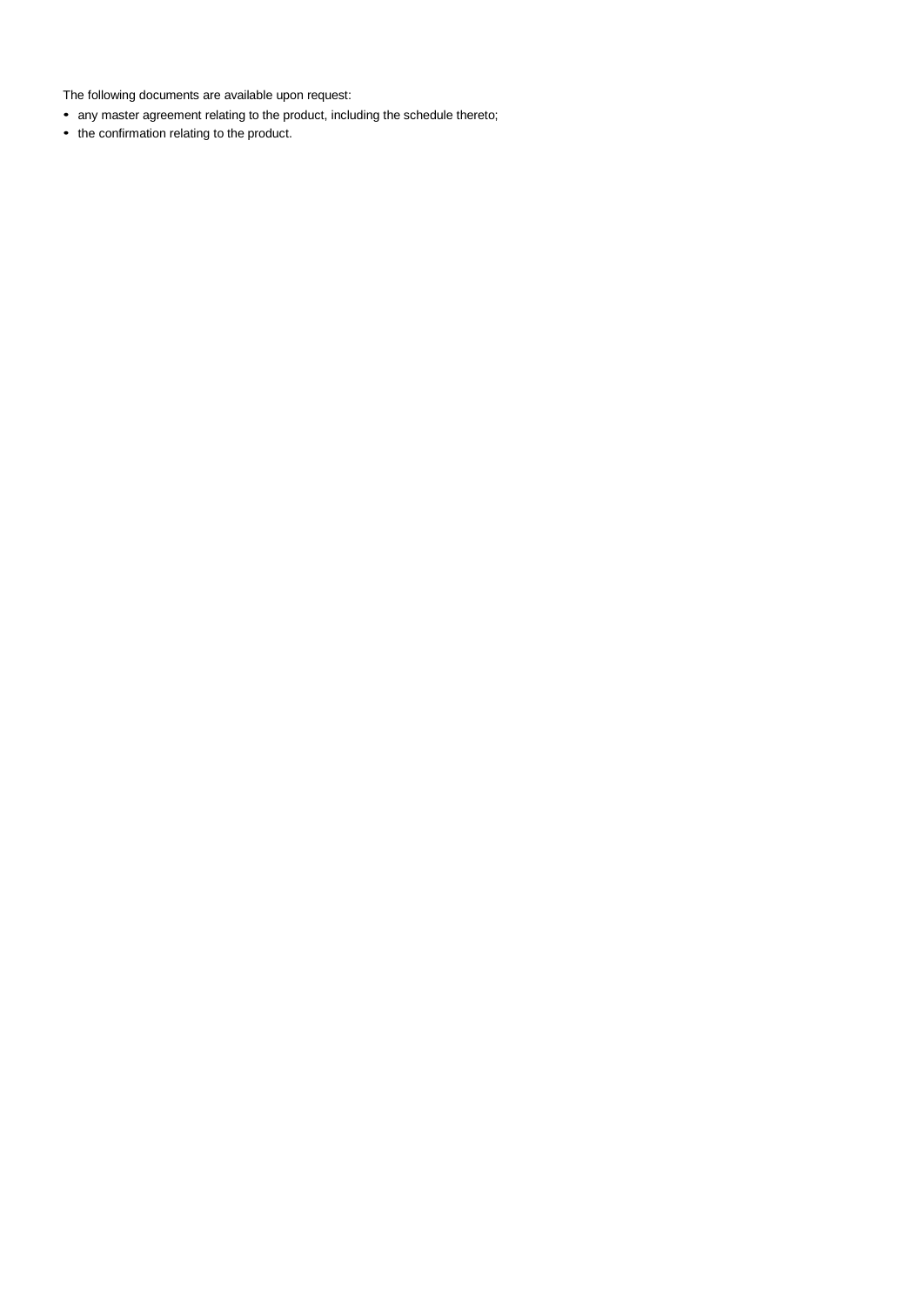The following documents are available upon request:

- any master agreement relating to the product, including the schedule thereto;
- the confirmation relating to the product.